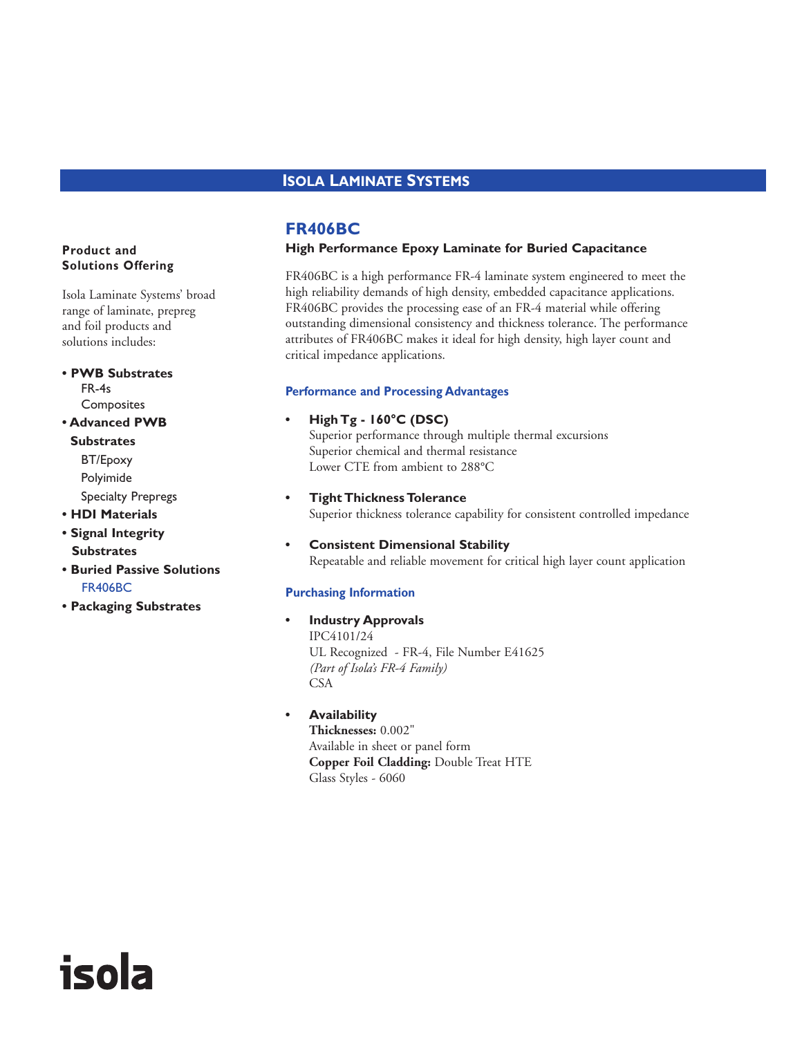## ISOLA LAMINATE SYSTEMS

**Product and Solutions Offering**

Isola Laminate Systems' broad range of laminate, prepreg and foil products and solutions includes:

- **PWB Substrates**
  - FR-4s
  - Composites
- **Advanced PWB Substrates**
  - BT/Epoxy
  - Polyimide
  - Specialty Prepregs
- **HDI Materials**
- **Signal Integrity Substrates**
- **Buried Passive Solutions**
  - FR406BC
- **Packaging Substrates**

# FR406BC

**High Performance Epoxy Laminate for Buried Capacitance**

FR406BC is a high performance FR-4 laminate system engineered to meet the high reliability demands of high density, embedded capacitance applications. FR406BC provides the processing ease of an FR-4 material while offering outstanding dimensional consistency and thickness tolerance. The performance attributes of FR406BC makes it ideal for high density, high layer count and critical impedance applications.

### Performance and Processing Advantages

- **High Tg - 160°C (DSC)**
  Superior performance through multiple thermal excursions
  Superior chemical and thermal resistance
  Lower CTE from ambient to 288°C

- **Tight Thickness Tolerance**
  Superior thickness tolerance capability for consistent controlled impedance

- **Consistent Dimensional Stability**
  Repeatable and reliable movement for critical high layer count application

### Purchasing Information

- **Industry Approvals**
  IPC4101/24
  UL Recognized - FR-4, File Number E41625
  *(Part of Isola's FR-4 Family)*
  CSA

- **Availability**
  **Thicknesses:** 0.002"
  Available in sheet or panel form
  **Copper Foil Cladding:** Double Treat HTE
  Glass Styles - 6060

isola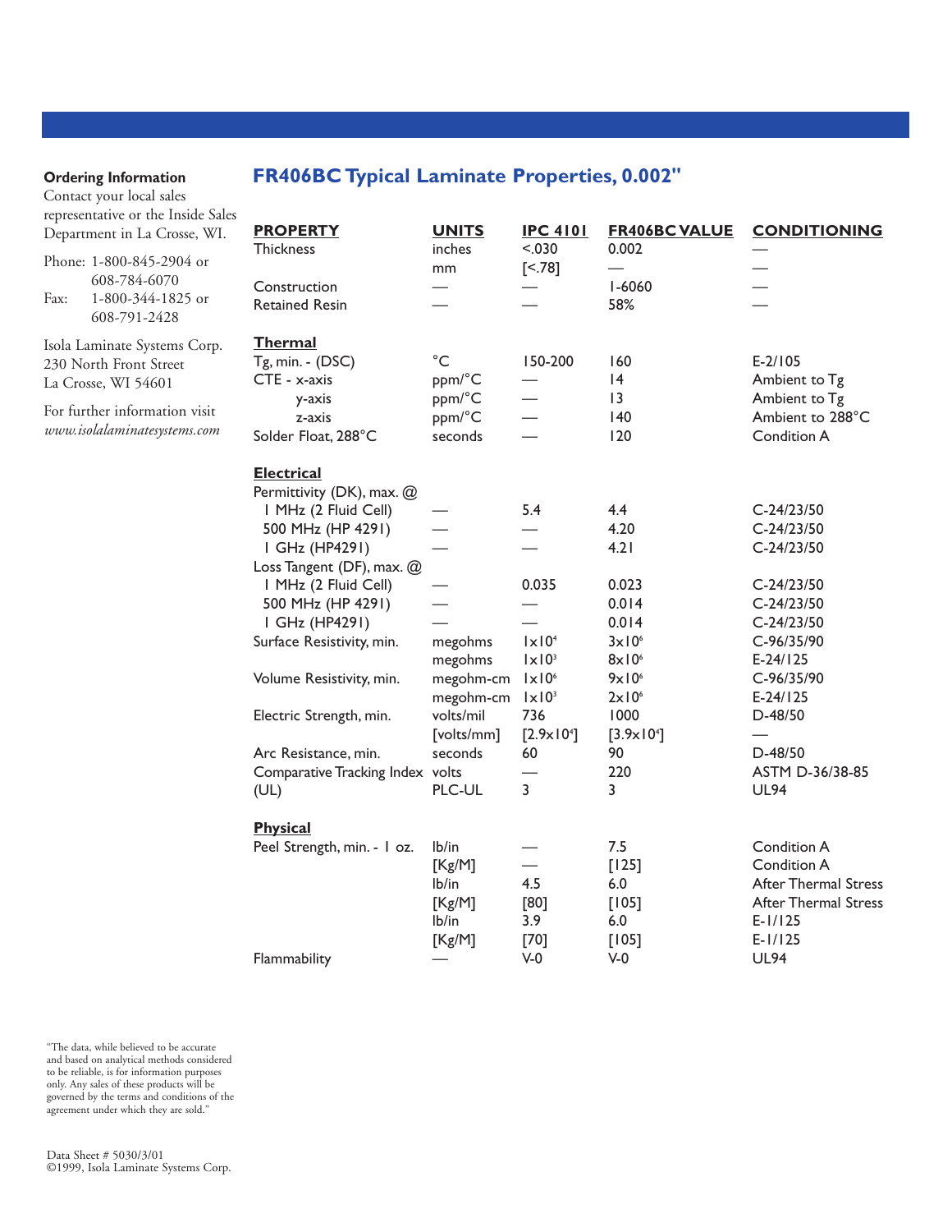**Ordering Information**
Contact your local sales representative or the Inside Sales Department in La Crosse, WI.

Phone: 1-800-845-2904 or 608-784-6070
Fax: 1-800-344-1825 or 608-791-2428

Isola Laminate Systems Corp.
230 North Front Street
La Crosse, WI 54601

For further information visit *www.isolalaminatesystems.com*

## FR406BC Typical Laminate Properties, 0.002"

| PROPERTY | UNITS | IPC 4101 | FR406BC VALUE | CONDITIONING |
|---|---|---|---|---|
| Thickness | inches | <.030 | 0.002 | — |
| | mm | [<.78] | — | — |
| Construction | — | — | 1-6060 | — |
| Retained Resin | — | — | 58% | — |
| **Thermal** | | | | |
| Tg, min. - (DSC) | °C | 150-200 | 160 | E-2/105 |
| CTE - x-axis | ppm/°C | — | 14 | Ambient to Tg |
| y-axis | ppm/°C | — | 13 | Ambient to Tg |
| z-axis | ppm/°C | — | 140 | Ambient to 288°C |
| Solder Float, 288°C | seconds | — | 120 | Condition A |
| **Electrical** | | | | |
| Permittivity (DK), max. @ | | | | |
| 1 MHz (2 Fluid Cell) | — | 5.4 | 4.4 | C-24/23/50 |
| 500 MHz (HP 4291) | — | — | 4.20 | C-24/23/50 |
| 1 GHz (HP4291) | — | — | 4.21 | C-24/23/50 |
| Loss Tangent (DF), max. @ | | | | |
| 1 MHz (2 Fluid Cell) | — | 0.035 | 0.023 | C-24/23/50 |
| 500 MHz (HP 4291) | — | — | 0.014 | C-24/23/50 |
| 1 GHz (HP4291) | — | — | 0.014 | C-24/23/50 |
| Surface Resistivity, min. | megohms | $1 \times 10^4$ | $3 \times 10^6$ | C-96/35/90 |
| | megohms | $1 \times 10^3$ | $8 \times 10^6$ | E-24/125 |
| Volume Resistivity, min. | megohm-cm | $1 \times 10^6$ | $9 \times 10^6$ | C-96/35/90 |
| | megohm-cm | $1 \times 10^3$ | $2 \times 10^6$ | E-24/125 |
| Electric Strength, min. | volts/mil | 736 | 1000 | D-48/50 |
| | [volts/mm] | [$2.9 \times 10^4$] | [$3.9 \times 10^4$] | — |
| Arc Resistance, min. | seconds | 60 | 90 | D-48/50 |
| Comparative Tracking Index | volts | — | 220 | ASTM D-36/38-85 |
| (UL) | PLC-UL | 3 | 3 | UL94 |
| **Physical** | | | | |
| Peel Strength, min. - 1 oz. | lb/in | — | 7.5 | Condition A |
| | [Kg/M] | — | [125] | Condition A |
| | lb/in | 4.5 | 6.0 | After Thermal Stress |
| | [Kg/M] | [80] | [105] | After Thermal Stress |
| | lb/in | 3.9 | 6.0 | E-1/125 |
| | [Kg/M] | [70] | [105] | E-1/125 |
| Flammability | — | V-0 | V-0 | UL94 |

"The data, while believed to be accurate and based on analytical methods considered to be reliable, is for information purposes only. Any sales of these products will be governed by the terms and conditions of the agreement under which they are sold."

Data Sheet # 5030/3/01
©1999, Isola Laminate Systems Corp.